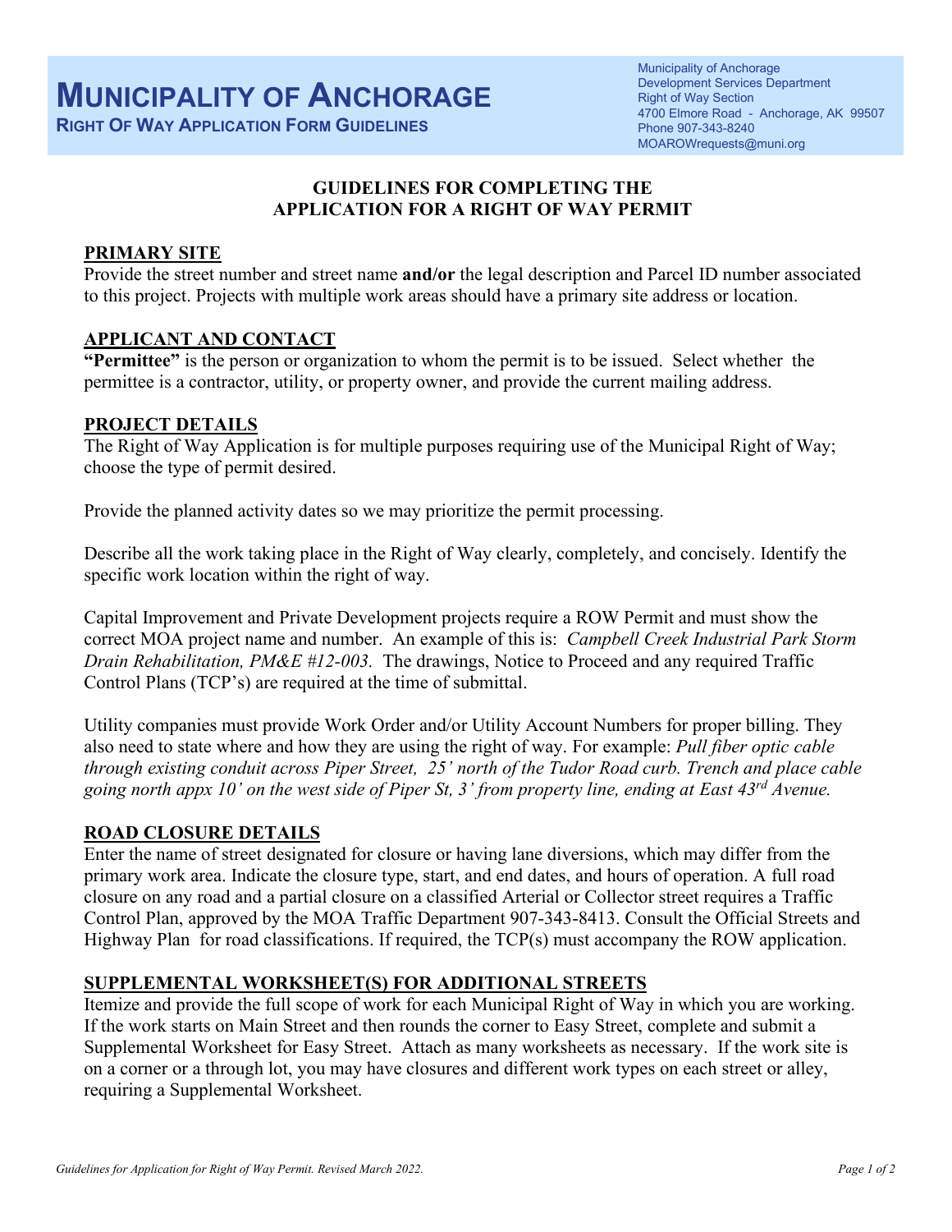# MUNICIPALITY OF ANCHORAGE

**RIGHT OF WAY APPLICATION FORM GUIDELINES**

Municipality of Anchorage
Development Services Department
Right of Way Section
4700 Elmore Road - Anchorage, AK 99507
Phone 907-343-8240
MOAROWrequests@muni.org

## GUIDELINES FOR COMPLETING THE APPLICATION FOR A RIGHT OF WAY PERMIT

### PRIMARY SITE

Provide the street number and street name **and/or** the legal description and Parcel ID number associated to this project. Projects with multiple work areas should have a primary site address or location.

### APPLICANT AND CONTACT

**"Permittee"** is the person or organization to whom the permit is to be issued. Select whether the permittee is a contractor, utility, or property owner, and provide the current mailing address.

### PROJECT DETAILS

The Right of Way Application is for multiple purposes requiring use of the Municipal Right of Way; choose the type of permit desired.

Provide the planned activity dates so we may prioritize the permit processing.

Describe all the work taking place in the Right of Way clearly, completely, and concisely. Identify the specific work location within the right of way.

Capital Improvement and Private Development projects require a ROW Permit and must show the correct MOA project name and number. An example of this is: *Campbell Creek Industrial Park Storm Drain Rehabilitation, PM&E #12-003.* The drawings, Notice to Proceed and any required Traffic Control Plans (TCP's) are required at the time of submittal.

Utility companies must provide Work Order and/or Utility Account Numbers for proper billing. They also need to state where and how they are using the right of way. For example: *Pull fiber optic cable through existing conduit across Piper Street, 25' north of the Tudor Road curb. Trench and place cable going north appx 10' on the west side of Piper St, 3' from property line, ending at East 43rd Avenue.*

### ROAD CLOSURE DETAILS

Enter the name of street designated for closure or having lane diversions, which may differ from the primary work area. Indicate the closure type, start, and end dates, and hours of operation. A full road closure on any road and a partial closure on a classified Arterial or Collector street requires a Traffic Control Plan, approved by the MOA Traffic Department 907-343-8413. Consult the Official Streets and Highway Plan for road classifications. If required, the TCP(s) must accompany the ROW application.

### SUPPLEMENTAL WORKSHEET(S) FOR ADDITIONAL STREETS

Itemize and provide the full scope of work for each Municipal Right of Way in which you are working. If the work starts on Main Street and then rounds the corner to Easy Street, complete and submit a Supplemental Worksheet for Easy Street. Attach as many worksheets as necessary. If the work site is on a corner or a through lot, you may have closures and different work types on each street or alley, requiring a Supplemental Worksheet.

*Guidelines for Application for Right of Way Permit. Revised March 2022.*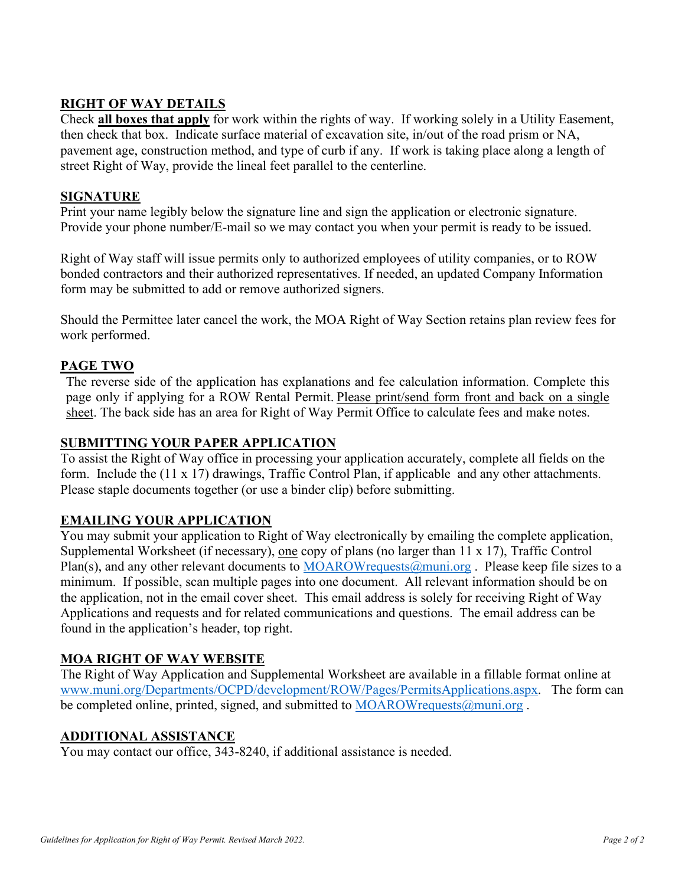## RIGHT OF WAY DETAILS

Check **all boxes that apply** for work within the rights of way. If working solely in a Utility Easement, then check that box. Indicate surface material of excavation site, in/out of the road prism or NA, pavement age, construction method, and type of curb if any. If work is taking place along a length of street Right of Way, provide the lineal feet parallel to the centerline.

## SIGNATURE

Print your name legibly below the signature line and sign the application or electronic signature. Provide your phone number/E-mail so we may contact you when your permit is ready to be issued.

Right of Way staff will issue permits only to authorized employees of utility companies, or to ROW bonded contractors and their authorized representatives. If needed, an updated Company Information form may be submitted to add or remove authorized signers.

Should the Permittee later cancel the work, the MOA Right of Way Section retains plan review fees for work performed.

## PAGE TWO

The reverse side of the application has explanations and fee calculation information. Complete this page only if applying for a ROW Rental Permit. Please print/send form front and back on a single sheet. The back side has an area for Right of Way Permit Office to calculate fees and make notes.

## SUBMITTING YOUR PAPER APPLICATION

To assist the Right of Way office in processing your application accurately, complete all fields on the form. Include the (11 x 17) drawings, Traffic Control Plan, if applicable and any other attachments. Please staple documents together (or use a binder clip) before submitting.

## EMAILING YOUR APPLICATION

You may submit your application to Right of Way electronically by emailing the complete application, Supplemental Worksheet (if necessary), one copy of plans (no larger than 11 x 17), Traffic Control Plan(s), and any other relevant documents to MOAROWrequests@muni.org . Please keep file sizes to a minimum. If possible, scan multiple pages into one document. All relevant information should be on the application, not in the email cover sheet. This email address is solely for receiving Right of Way Applications and requests and for related communications and questions. The email address can be found in the application's header, top right.

## MOA RIGHT OF WAY WEBSITE

The Right of Way Application and Supplemental Worksheet are available in a fillable format online at www.muni.org/Departments/OCPD/development/ROW/Pages/PermitsApplications.aspx. The form can be completed online, printed, signed, and submitted to MOAROWrequests@muni.org .

## ADDITIONAL ASSISTANCE

You may contact our office, 343-8240, if additional assistance is needed.